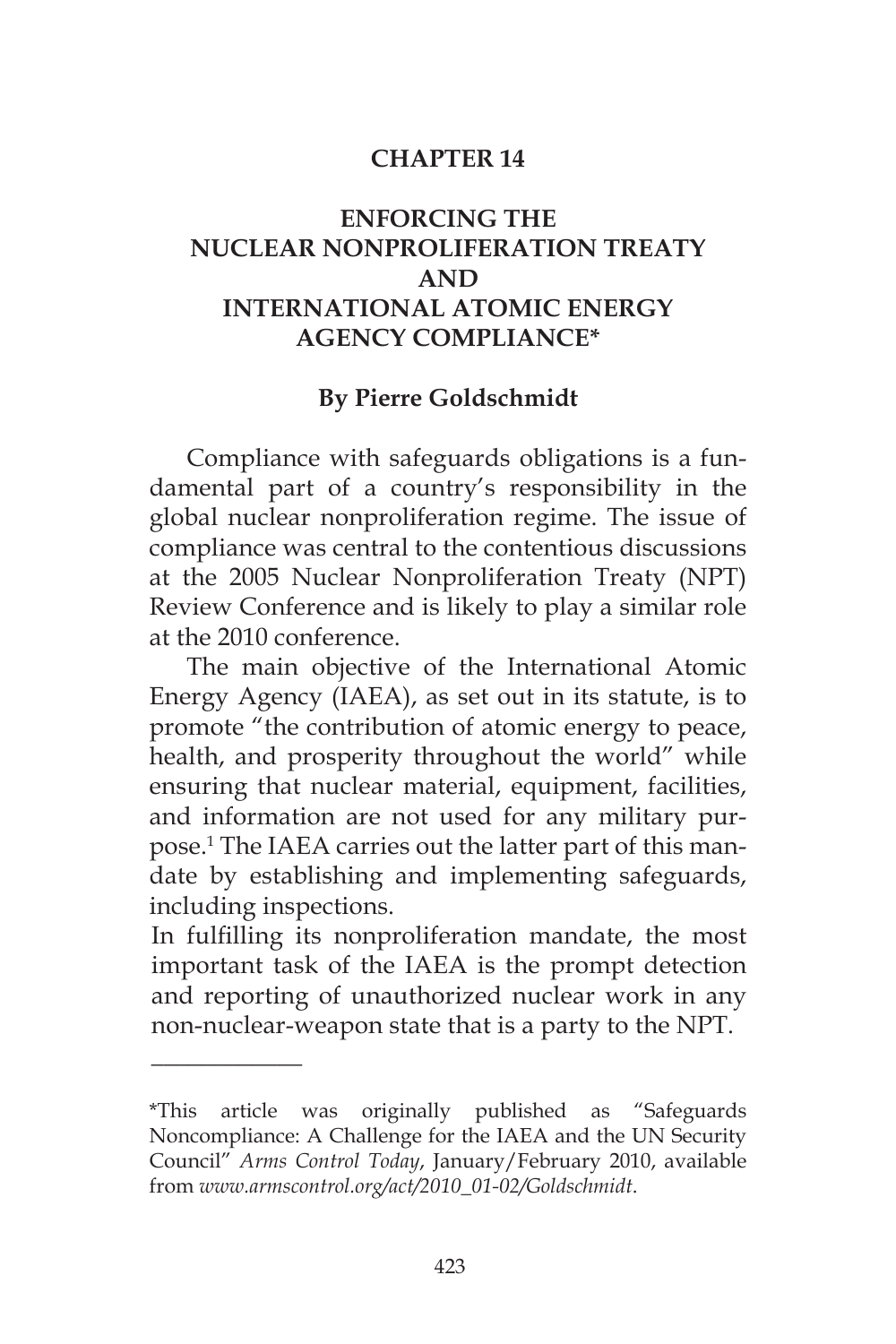# CHAPTER 14

## ENFORCING THE NUCLEAR NONPROLIFERATION TREATY AND INTERNATIONAL ATOMIC ENERGY AGENCY COMPLIANCE*

**By Pierre Goldschmidt**

Compliance with safeguards obligations is a fundamental part of a country's responsibility in the global nuclear nonproliferation regime. The issue of compliance was central to the contentious discussions at the 2005 Nuclear Nonproliferation Treaty (NPT) Review Conference and is likely to play a similar role at the 2010 conference.

The main objective of the International Atomic Energy Agency (IAEA), as set out in its statute, is to promote "the contribution of atomic energy to peace, health, and prosperity throughout the world" while ensuring that nuclear material, equipment, facilities, and information are not used for any military purpose.[1] The IAEA carries out the latter part of this mandate by establishing and implementing safeguards, including inspections.

In fulfilling its nonproliferation mandate, the most important task of the IAEA is the prompt detection and reporting of unauthorized nuclear work in any non-nuclear-weapon state that is a party to the NPT.

---

*This article was originally published as "Safeguards Noncompliance: A Challenge for the IAEA and the UN Security Council" *Arms Control Today*, January/February 2010, available from *www.armscontrol.org/act/2010_01-02/Goldschmidt*.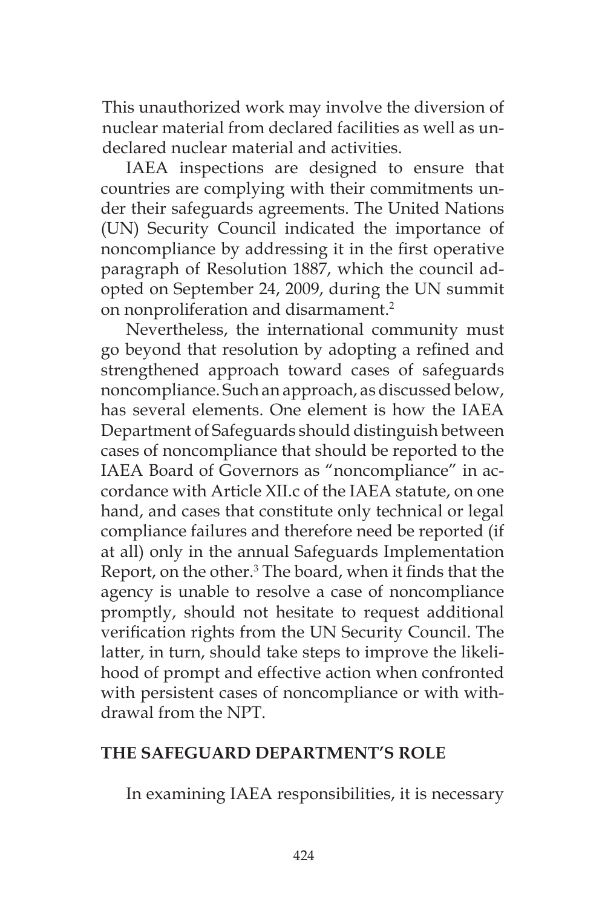This unauthorized work may involve the diversion of nuclear material from declared facilities as well as undeclared nuclear material and activities.

IAEA inspections are designed to ensure that countries are complying with their commitments under their safeguards agreements. The United Nations (UN) Security Council indicated the importance of noncompliance by addressing it in the first operative paragraph of Resolution 1887, which the council adopted on September 24, 2009, during the UN summit on nonproliferation and disarmament.[2]

Nevertheless, the international community must go beyond that resolution by adopting a refined and strengthened approach toward cases of safeguards noncompliance. Such an approach, as discussed below, has several elements. One element is how the IAEA Department of Safeguards should distinguish between cases of noncompliance that should be reported to the IAEA Board of Governors as "noncompliance" in accordance with Article XII.c of the IAEA statute, on one hand, and cases that constitute only technical or legal compliance failures and therefore need be reported (if at all) only in the annual Safeguards Implementation Report, on the other.[3] The board, when it finds that the agency is unable to resolve a case of noncompliance promptly, should not hesitate to request additional verification rights from the UN Security Council. The latter, in turn, should take steps to improve the likelihood of prompt and effective action when confronted with persistent cases of noncompliance or with withdrawal from the NPT.

## THE SAFEGUARD DEPARTMENT'S ROLE

In examining IAEA responsibilities, it is necessary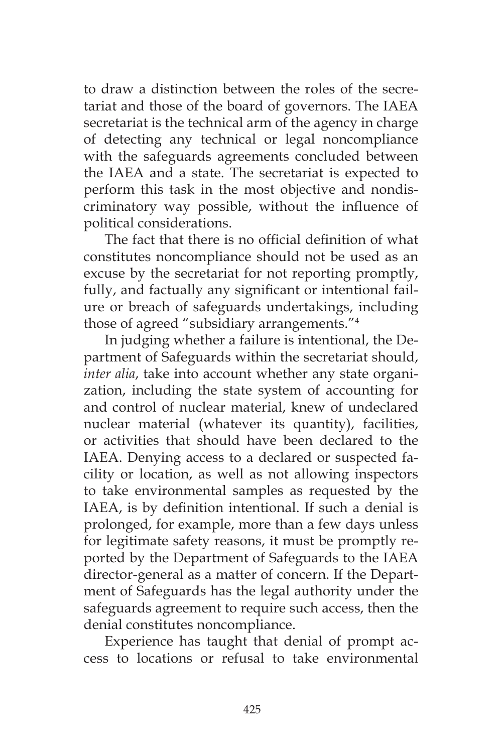to draw a distinction between the roles of the secretariat and those of the board of governors. The IAEA secretariat is the technical arm of the agency in charge of detecting any technical or legal noncompliance with the safeguards agreements concluded between the IAEA and a state. The secretariat is expected to perform this task in the most objective and nondiscriminatory way possible, without the influence of political considerations.

The fact that there is no official definition of what constitutes noncompliance should not be used as an excuse by the secretariat for not reporting promptly, fully, and factually any significant or intentional failure or breach of safeguards undertakings, including those of agreed "subsidiary arrangements."[4]

In judging whether a failure is intentional, the Department of Safeguards within the secretariat should, *inter alia*, take into account whether any state organization, including the state system of accounting for and control of nuclear material, knew of undeclared nuclear material (whatever its quantity), facilities, or activities that should have been declared to the IAEA. Denying access to a declared or suspected facility or location, as well as not allowing inspectors to take environmental samples as requested by the IAEA, is by definition intentional. If such a denial is prolonged, for example, more than a few days unless for legitimate safety reasons, it must be promptly reported by the Department of Safeguards to the IAEA director-general as a matter of concern. If the Department of Safeguards has the legal authority under the safeguards agreement to require such access, then the denial constitutes noncompliance.

Experience has taught that denial of prompt access to locations or refusal to take environmental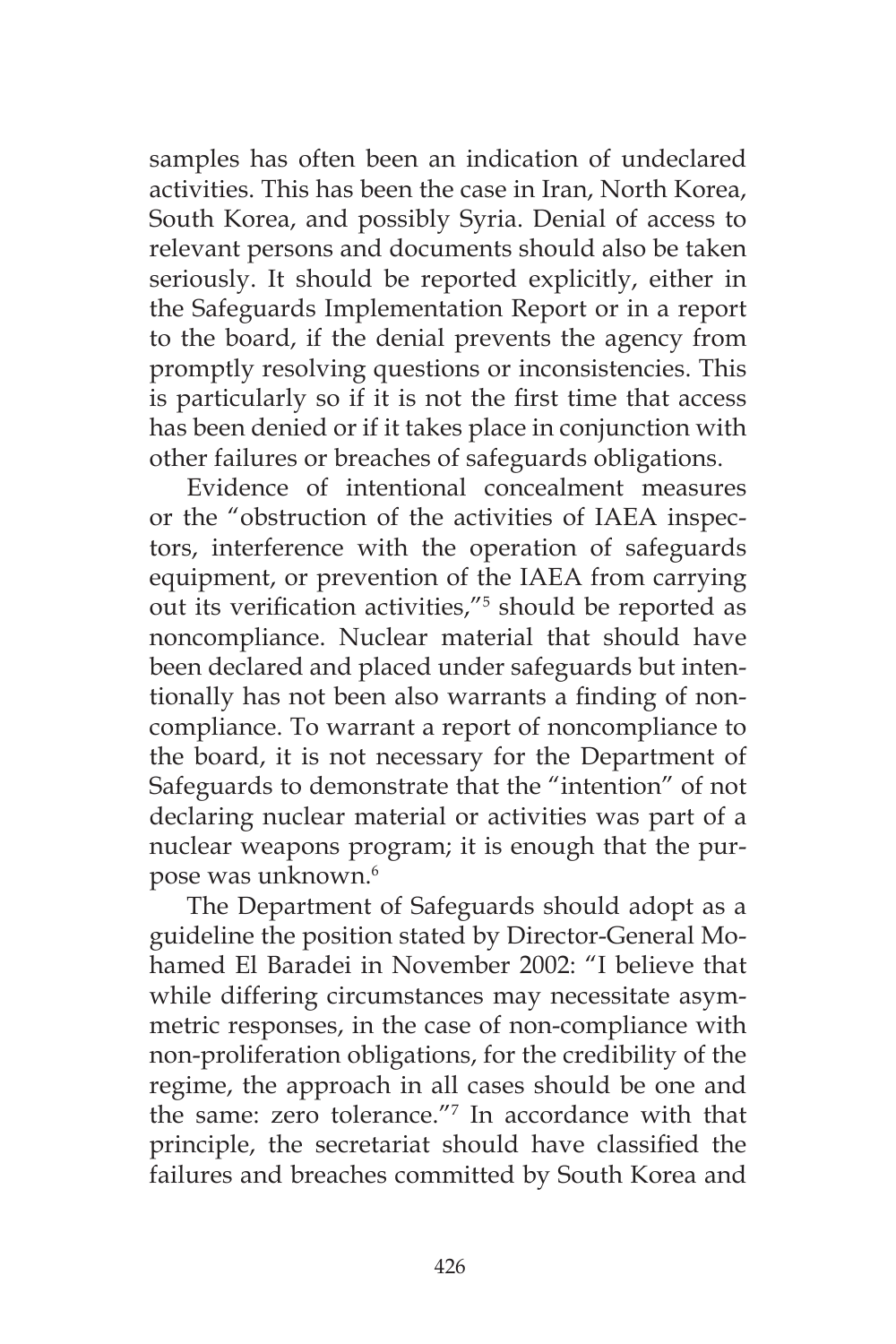samples has often been an indication of undeclared activities. This has been the case in Iran, North Korea, South Korea, and possibly Syria. Denial of access to relevant persons and documents should also be taken seriously. It should be reported explicitly, either in the Safeguards Implementation Report or in a report to the board, if the denial prevents the agency from promptly resolving questions or inconsistencies. This is particularly so if it is not the first time that access has been denied or if it takes place in conjunction with other failures or breaches of safeguards obligations.

Evidence of intentional concealment measures or the "obstruction of the activities of IAEA inspectors, interference with the operation of safeguards equipment, or prevention of the IAEA from carrying out its verification activities,"[5] should be reported as noncompliance. Nuclear material that should have been declared and placed under safeguards but intentionally has not been also warrants a finding of noncompliance. To warrant a report of noncompliance to the board, it is not necessary for the Department of Safeguards to demonstrate that the "intention" of not declaring nuclear material or activities was part of a nuclear weapons program; it is enough that the purpose was unknown.[6]

The Department of Safeguards should adopt as a guideline the position stated by Director-General Mohamed El Baradei in November 2002: "I believe that while differing circumstances may necessitate asymmetric responses, in the case of non-compliance with non-proliferation obligations, for the credibility of the regime, the approach in all cases should be one and the same: zero tolerance."[7] In accordance with that principle, the secretariat should have classified the failures and breaches committed by South Korea and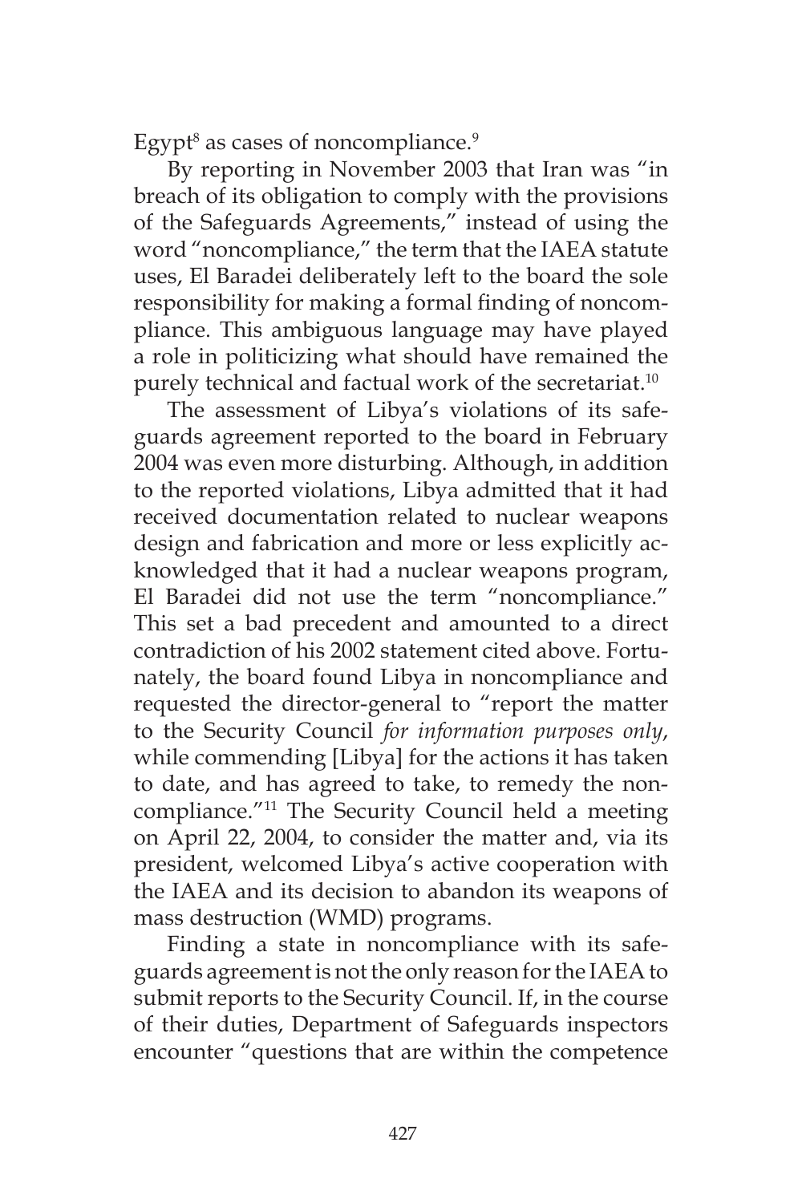Egypt[8] as cases of noncompliance.[9]

By reporting in November 2003 that Iran was "in breach of its obligation to comply with the provisions of the Safeguards Agreements," instead of using the word "noncompliance," the term that the IAEA statute uses, El Baradei deliberately left to the board the sole responsibility for making a formal finding of noncompliance. This ambiguous language may have played a role in politicizing what should have remained the purely technical and factual work of the secretariat.[10]

The assessment of Libya's violations of its safeguards agreement reported to the board in February 2004 was even more disturbing. Although, in addition to the reported violations, Libya admitted that it had received documentation related to nuclear weapons design and fabrication and more or less explicitly acknowledged that it had a nuclear weapons program, El Baradei did not use the term "noncompliance." This set a bad precedent and amounted to a direct contradiction of his 2002 statement cited above. Fortunately, the board found Libya in noncompliance and requested the director-general to "report the matter to the Security Council *for information purposes only*, while commending [Libya] for the actions it has taken to date, and has agreed to take, to remedy the noncompliance."[11] The Security Council held a meeting on April 22, 2004, to consider the matter and, via its president, welcomed Libya's active cooperation with the IAEA and its decision to abandon its weapons of mass destruction (WMD) programs.

Finding a state in noncompliance with its safeguards agreement is not the only reason for the IAEA to submit reports to the Security Council. If, in the course of their duties, Department of Safeguards inspectors encounter "questions that are within the competence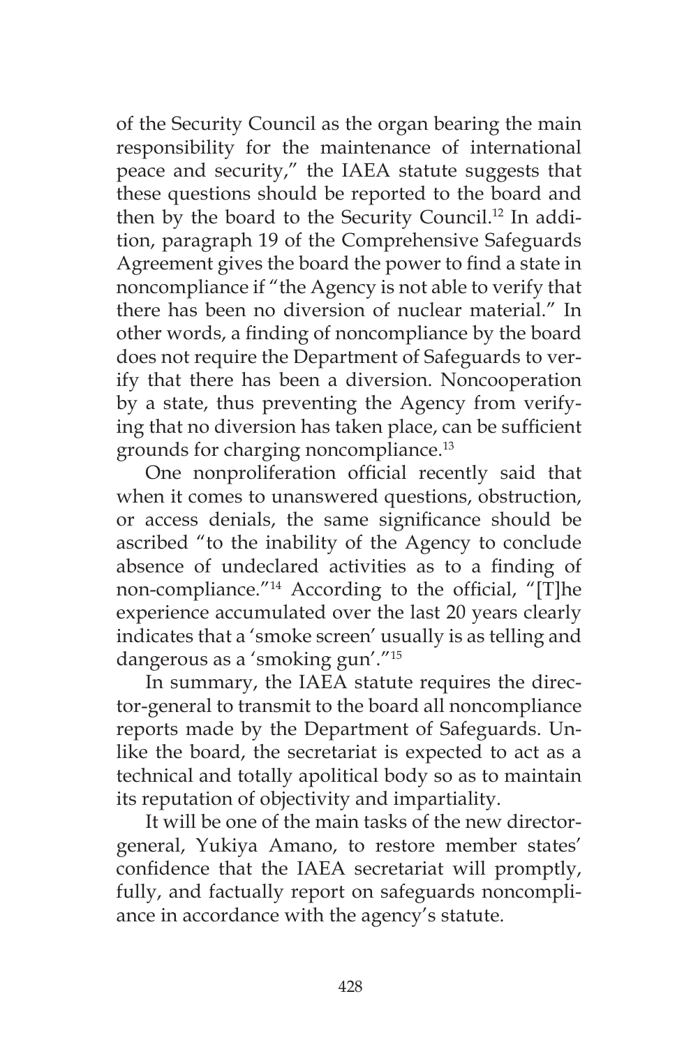of the Security Council as the organ bearing the main responsibility for the maintenance of international peace and security," the IAEA statute suggests that these questions should be reported to the board and then by the board to the Security Council.[12] In addition, paragraph 19 of the Comprehensive Safeguards Agreement gives the board the power to find a state in noncompliance if "the Agency is not able to verify that there has been no diversion of nuclear material." In other words, a finding of noncompliance by the board does not require the Department of Safeguards to verify that there has been a diversion. Noncooperation by a state, thus preventing the Agency from verifying that no diversion has taken place, can be sufficient grounds for charging noncompliance.[13]

One nonproliferation official recently said that when it comes to unanswered questions, obstruction, or access denials, the same significance should be ascribed "to the inability of the Agency to conclude absence of undeclared activities as to a finding of non-compliance."[14] According to the official, "[T]he experience accumulated over the last 20 years clearly indicates that a 'smoke screen' usually is as telling and dangerous as a 'smoking gun'."[15]

In summary, the IAEA statute requires the director-general to transmit to the board all noncompliance reports made by the Department of Safeguards. Unlike the board, the secretariat is expected to act as a technical and totally apolitical body so as to maintain its reputation of objectivity and impartiality.

It will be one of the main tasks of the new director-general, Yukiya Amano, to restore member states' confidence that the IAEA secretariat will promptly, fully, and factually report on safeguards noncompliance in accordance with the agency's statute.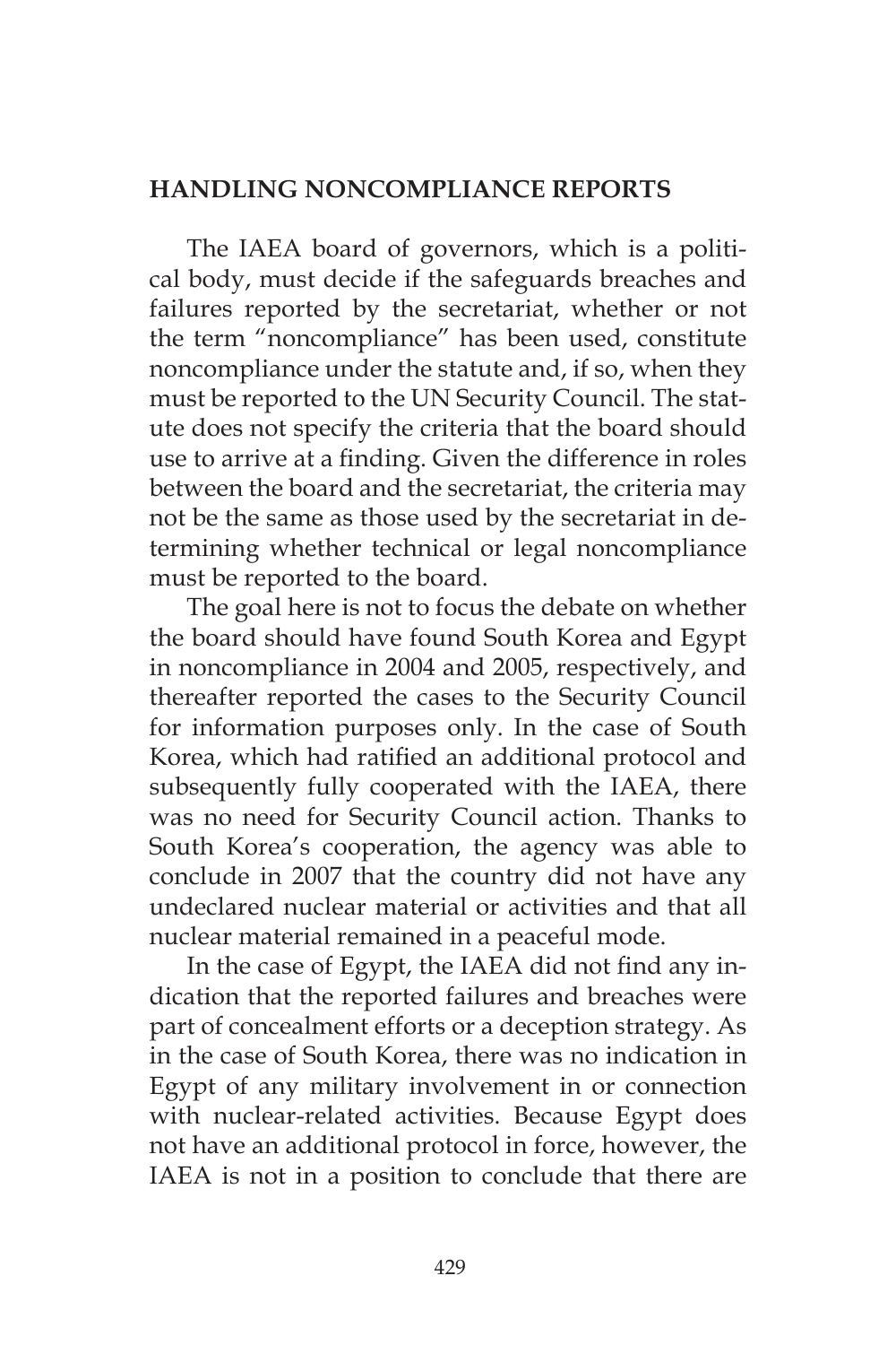## HANDLING NONCOMPLIANCE REPORTS

The IAEA board of governors, which is a political body, must decide if the safeguards breaches and failures reported by the secretariat, whether or not the term "noncompliance" has been used, constitute noncompliance under the statute and, if so, when they must be reported to the UN Security Council. The statute does not specify the criteria that the board should use to arrive at a finding. Given the difference in roles between the board and the secretariat, the criteria may not be the same as those used by the secretariat in determining whether technical or legal noncompliance must be reported to the board.

The goal here is not to focus the debate on whether the board should have found South Korea and Egypt in noncompliance in 2004 and 2005, respectively, and thereafter reported the cases to the Security Council for information purposes only. In the case of South Korea, which had ratified an additional protocol and subsequently fully cooperated with the IAEA, there was no need for Security Council action. Thanks to South Korea's cooperation, the agency was able to conclude in 2007 that the country did not have any undeclared nuclear material or activities and that all nuclear material remained in a peaceful mode.

In the case of Egypt, the IAEA did not find any indication that the reported failures and breaches were part of concealment efforts or a deception strategy. As in the case of South Korea, there was no indication in Egypt of any military involvement in or connection with nuclear-related activities. Because Egypt does not have an additional protocol in force, however, the IAEA is not in a position to conclude that there are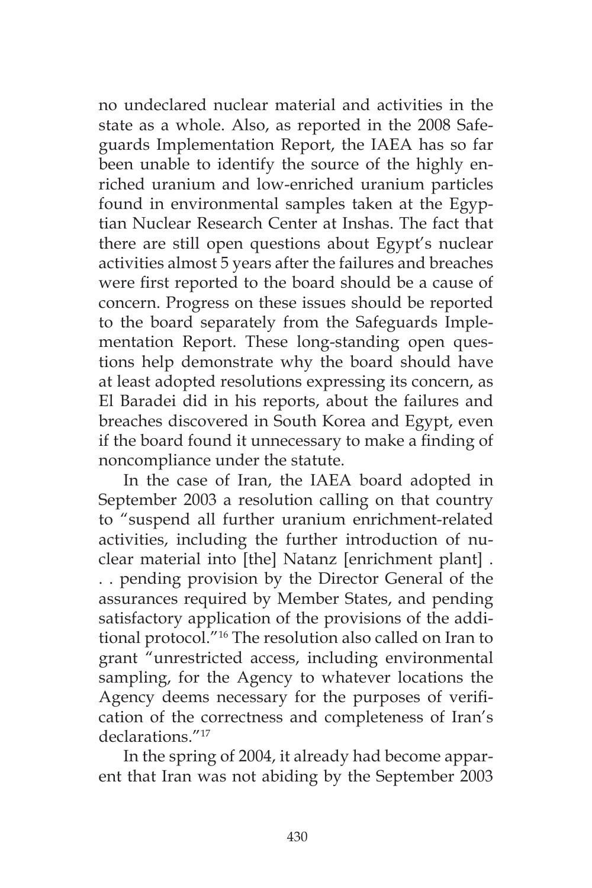no undeclared nuclear material and activities in the state as a whole. Also, as reported in the 2008 Safeguards Implementation Report, the IAEA has so far been unable to identify the source of the highly enriched uranium and low-enriched uranium particles found in environmental samples taken at the Egyptian Nuclear Research Center at Inshas. The fact that there are still open questions about Egypt's nuclear activities almost 5 years after the failures and breaches were first reported to the board should be a cause of concern. Progress on these issues should be reported to the board separately from the Safeguards Implementation Report. These long-standing open questions help demonstrate why the board should have at least adopted resolutions expressing its concern, as El Baradei did in his reports, about the failures and breaches discovered in South Korea and Egypt, even if the board found it unnecessary to make a finding of noncompliance under the statute.

In the case of Iran, the IAEA board adopted in September 2003 a resolution calling on that country to "suspend all further uranium enrichment-related activities, including the further introduction of nuclear material into [the] Natanz [enrichment plant] . . . pending provision by the Director General of the assurances required by Member States, and pending satisfactory application of the provisions of the additional protocol."[16] The resolution also called on Iran to grant "unrestricted access, including environmental sampling, for the Agency to whatever locations the Agency deems necessary for the purposes of verification of the correctness and completeness of Iran's declarations."[17]

In the spring of 2004, it already had become apparent that Iran was not abiding by the September 2003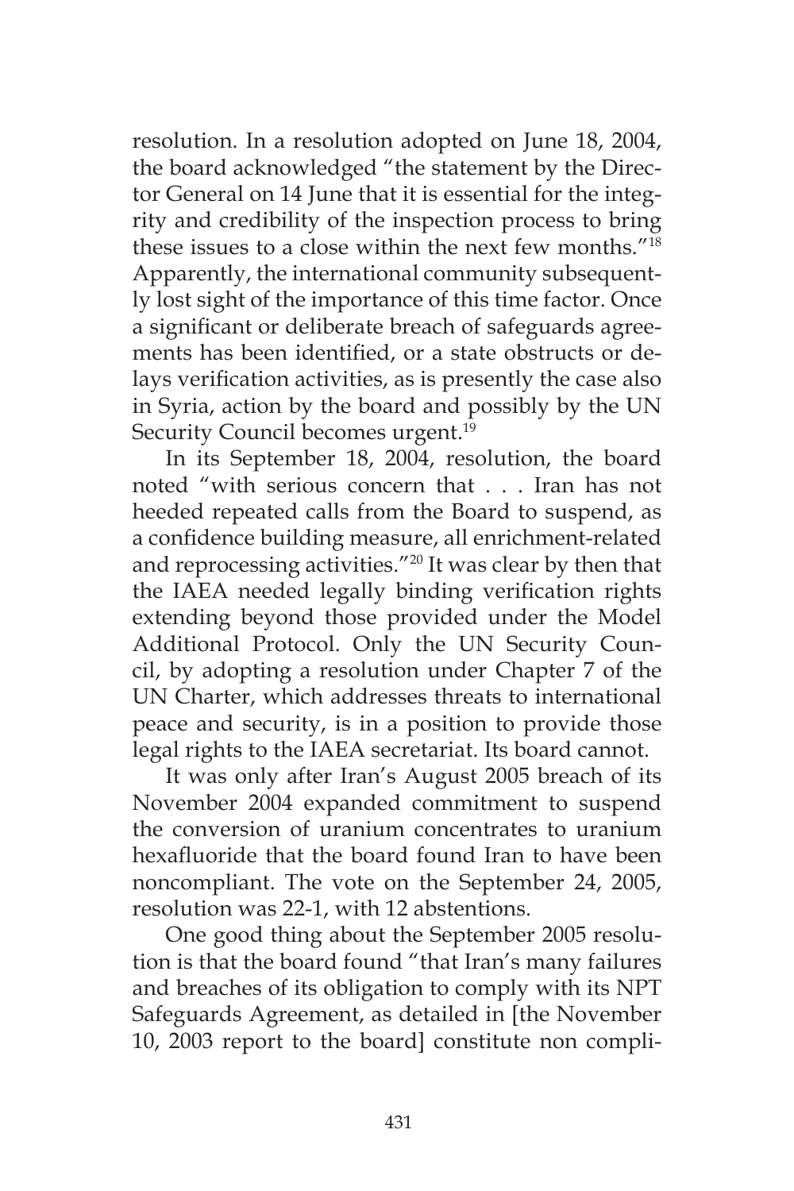resolution. In a resolution adopted on June 18, 2004, the board acknowledged "the statement by the Director General on 14 June that it is essential for the integrity and credibility of the inspection process to bring these issues to a close within the next few months."[18] Apparently, the international community subsequently lost sight of the importance of this time factor. Once a significant or deliberate breach of safeguards agreements has been identified, or a state obstructs or delays verification activities, as is presently the case also in Syria, action by the board and possibly by the UN Security Council becomes urgent.[19]

In its September 18, 2004, resolution, the board noted "with serious concern that . . . Iran has not heeded repeated calls from the Board to suspend, as a confidence building measure, all enrichment-related and reprocessing activities."[20] It was clear by then that the IAEA needed legally binding verification rights extending beyond those provided under the Model Additional Protocol. Only the UN Security Council, by adopting a resolution under Chapter 7 of the UN Charter, which addresses threats to international peace and security, is in a position to provide those legal rights to the IAEA secretariat. Its board cannot.

It was only after Iran's August 2005 breach of its November 2004 expanded commitment to suspend the conversion of uranium concentrates to uranium hexafluoride that the board found Iran to have been noncompliant. The vote on the September 24, 2005, resolution was 22-1, with 12 abstentions.

One good thing about the September 2005 resolution is that the board found "that Iran's many failures and breaches of its obligation to comply with its NPT Safeguards Agreement, as detailed in [the November 10, 2003 report to the board] constitute non compli-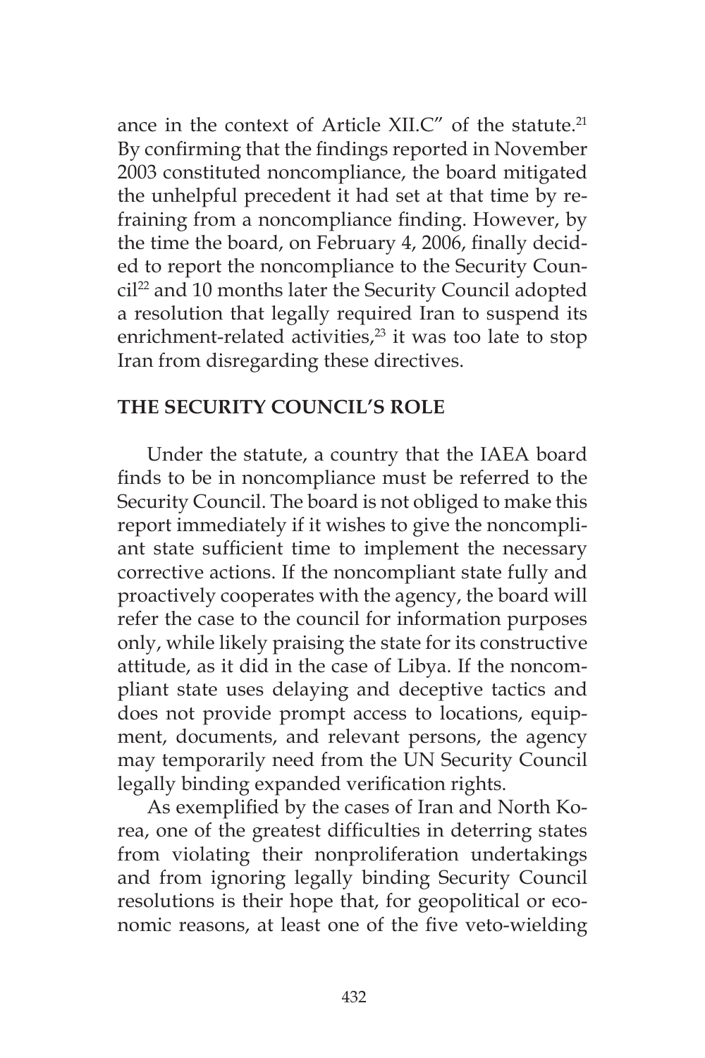ance in the context of Article XII.C" of the statute.[21] By confirming that the findings reported in November 2003 constituted noncompliance, the board mitigated the unhelpful precedent it had set at that time by refraining from a noncompliance finding. However, by the time the board, on February 4, 2006, finally decided to report the noncompliance to the Security Council[22] and 10 months later the Security Council adopted a resolution that legally required Iran to suspend its enrichment-related activities,[23] it was too late to stop Iran from disregarding these directives.

## THE SECURITY COUNCIL'S ROLE

Under the statute, a country that the IAEA board finds to be in noncompliance must be referred to the Security Council. The board is not obliged to make this report immediately if it wishes to give the noncompliant state sufficient time to implement the necessary corrective actions. If the noncompliant state fully and proactively cooperates with the agency, the board will refer the case to the council for information purposes only, while likely praising the state for its constructive attitude, as it did in the case of Libya. If the noncompliant state uses delaying and deceptive tactics and does not provide prompt access to locations, equipment, documents, and relevant persons, the agency may temporarily need from the UN Security Council legally binding expanded verification rights.

As exemplified by the cases of Iran and North Korea, one of the greatest difficulties in deterring states from violating their nonproliferation undertakings and from ignoring legally binding Security Council resolutions is their hope that, for geopolitical or economic reasons, at least one of the five veto-wielding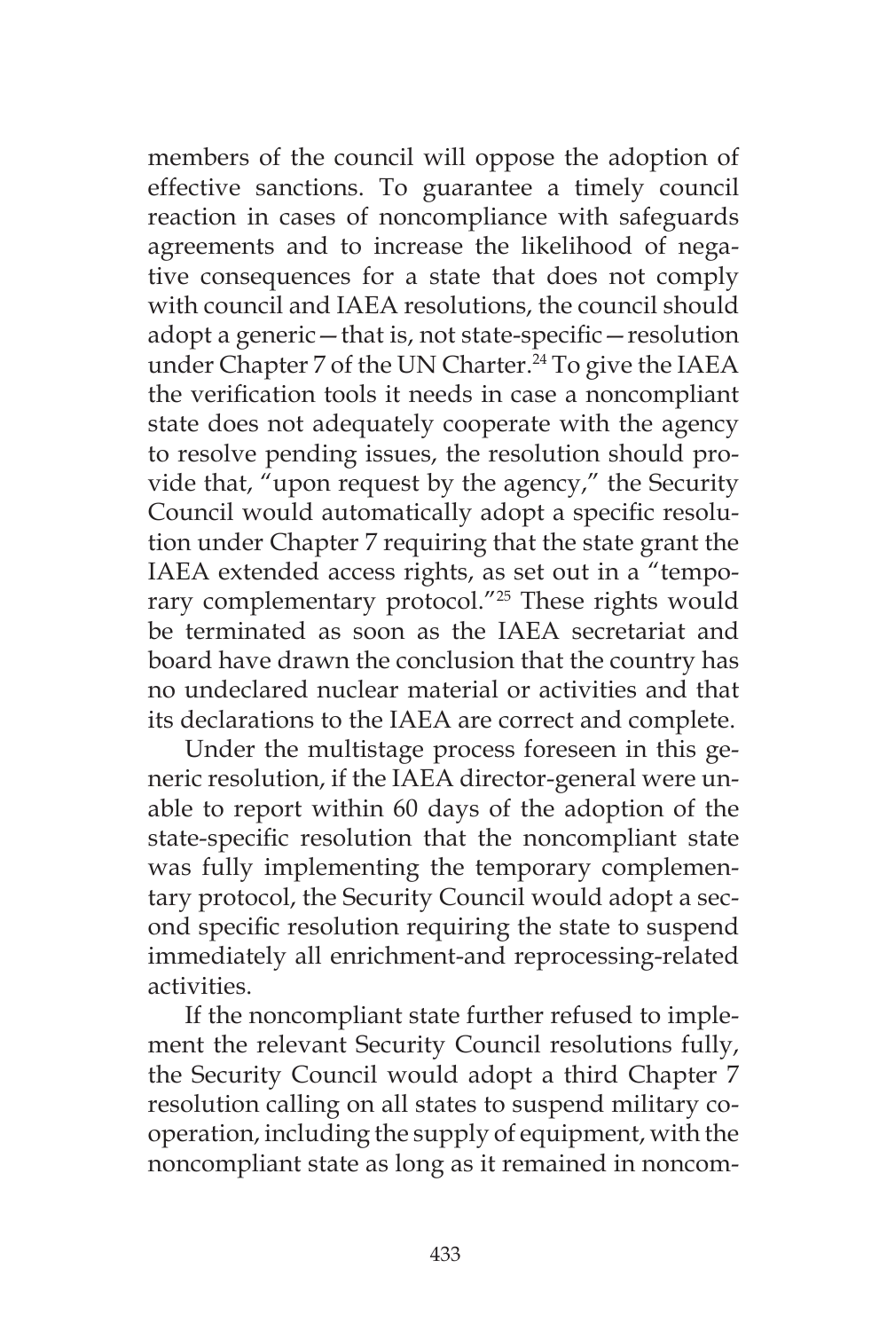members of the council will oppose the adoption of effective sanctions. To guarantee a timely council reaction in cases of noncompliance with safeguards agreements and to increase the likelihood of negative consequences for a state that does not comply with council and IAEA resolutions, the council should adopt a generic—that is, not state-specific—resolution under Chapter 7 of the UN Charter.[24] To give the IAEA the verification tools it needs in case a noncompliant state does not adequately cooperate with the agency to resolve pending issues, the resolution should provide that, "upon request by the agency," the Security Council would automatically adopt a specific resolution under Chapter 7 requiring that the state grant the IAEA extended access rights, as set out in a "temporary complementary protocol."[25] These rights would be terminated as soon as the IAEA secretariat and board have drawn the conclusion that the country has no undeclared nuclear material or activities and that its declarations to the IAEA are correct and complete.

Under the multistage process foreseen in this generic resolution, if the IAEA director-general were unable to report within 60 days of the adoption of the state-specific resolution that the noncompliant state was fully implementing the temporary complementary protocol, the Security Council would adopt a second specific resolution requiring the state to suspend immediately all enrichment-and reprocessing-related activities.

If the noncompliant state further refused to implement the relevant Security Council resolutions fully, the Security Council would adopt a third Chapter 7 resolution calling on all states to suspend military cooperation, including the supply of equipment, with the noncompliant state as long as it remained in noncom-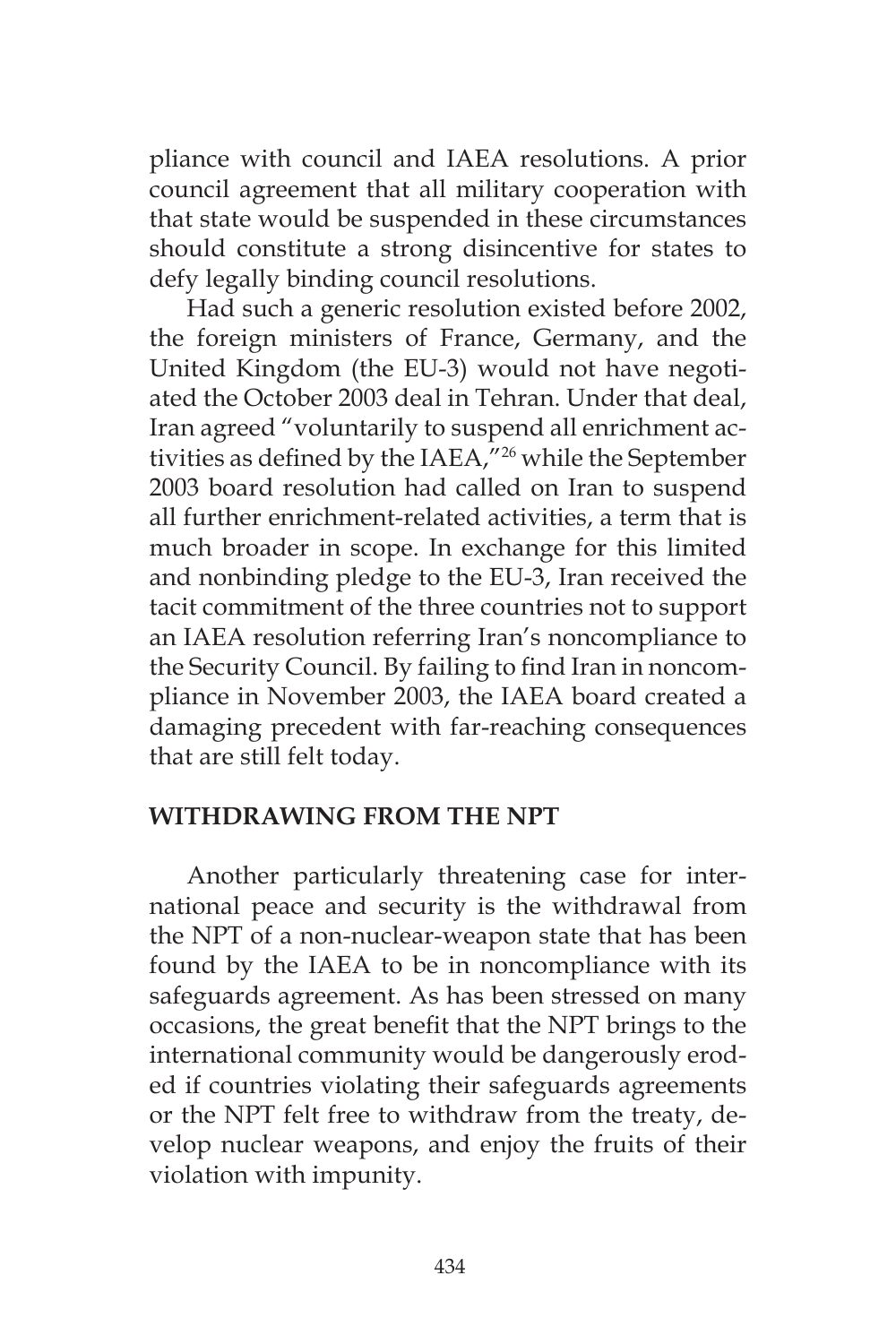pliance with council and IAEA resolutions. A prior council agreement that all military cooperation with that state would be suspended in these circumstances should constitute a strong disincentive for states to defy legally binding council resolutions.

Had such a generic resolution existed before 2002, the foreign ministers of France, Germany, and the United Kingdom (the EU-3) would not have negotiated the October 2003 deal in Tehran. Under that deal, Iran agreed "voluntarily to suspend all enrichment activities as defined by the IAEA,"[26] while the September 2003 board resolution had called on Iran to suspend all further enrichment-related activities, a term that is much broader in scope. In exchange for this limited and nonbinding pledge to the EU-3, Iran received the tacit commitment of the three countries not to support an IAEA resolution referring Iran's noncompliance to the Security Council. By failing to find Iran in noncompliance in November 2003, the IAEA board created a damaging precedent with far-reaching consequences that are still felt today.

## WITHDRAWING FROM THE NPT

Another particularly threatening case for international peace and security is the withdrawal from the NPT of a non-nuclear-weapon state that has been found by the IAEA to be in noncompliance with its safeguards agreement. As has been stressed on many occasions, the great benefit that the NPT brings to the international community would be dangerously eroded if countries violating their safeguards agreements or the NPT felt free to withdraw from the treaty, develop nuclear weapons, and enjoy the fruits of their violation with impunity.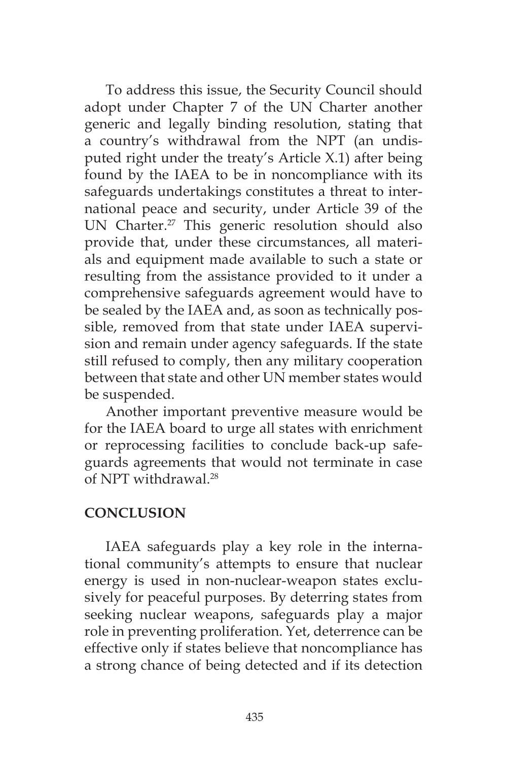To address this issue, the Security Council should adopt under Chapter 7 of the UN Charter another generic and legally binding resolution, stating that a country's withdrawal from the NPT (an undisputed right under the treaty's Article X.1) after being found by the IAEA to be in noncompliance with its safeguards undertakings constitutes a threat to international peace and security, under Article 39 of the UN Charter.[27] This generic resolution should also provide that, under these circumstances, all materials and equipment made available to such a state or resulting from the assistance provided to it under a comprehensive safeguards agreement would have to be sealed by the IAEA and, as soon as technically possible, removed from that state under IAEA supervision and remain under agency safeguards. If the state still refused to comply, then any military cooperation between that state and other UN member states would be suspended.

Another important preventive measure would be for the IAEA board to urge all states with enrichment or reprocessing facilities to conclude back-up safeguards agreements that would not terminate in case of NPT withdrawal.[28]

## CONCLUSION

IAEA safeguards play a key role in the international community's attempts to ensure that nuclear energy is used in non-nuclear-weapon states exclusively for peaceful purposes. By deterring states from seeking nuclear weapons, safeguards play a major role in preventing proliferation. Yet, deterrence can be effective only if states believe that noncompliance has a strong chance of being detected and if its detection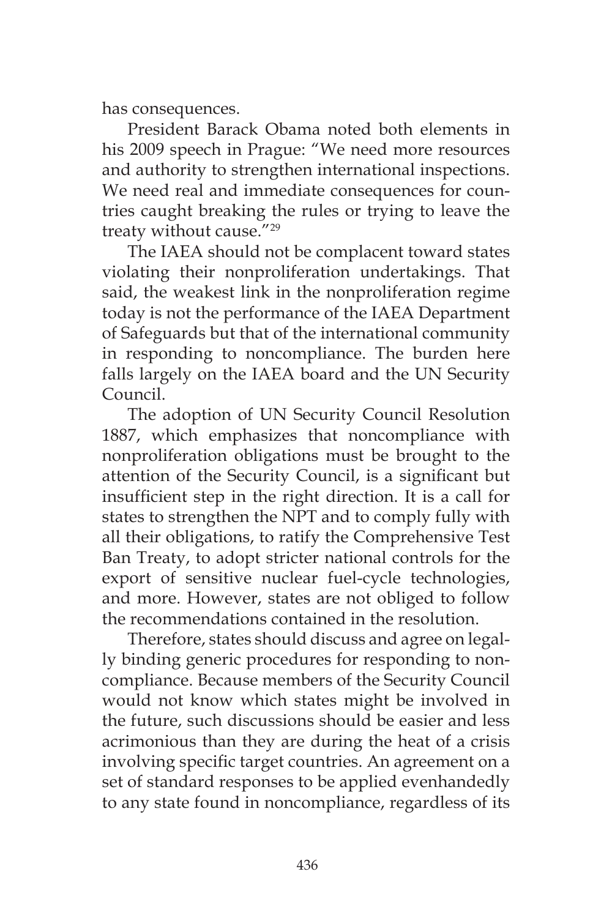has consequences.

President Barack Obama noted both elements in his 2009 speech in Prague: "We need more resources and authority to strengthen international inspections. We need real and immediate consequences for countries caught breaking the rules or trying to leave the treaty without cause."[29]

The IAEA should not be complacent toward states violating their nonproliferation undertakings. That said, the weakest link in the nonproliferation regime today is not the performance of the IAEA Department of Safeguards but that of the international community in responding to noncompliance. The burden here falls largely on the IAEA board and the UN Security Council.

The adoption of UN Security Council Resolution 1887, which emphasizes that noncompliance with nonproliferation obligations must be brought to the attention of the Security Council, is a significant but insufficient step in the right direction. It is a call for states to strengthen the NPT and to comply fully with all their obligations, to ratify the Comprehensive Test Ban Treaty, to adopt stricter national controls for the export of sensitive nuclear fuel-cycle technologies, and more. However, states are not obliged to follow the recommendations contained in the resolution.

Therefore, states should discuss and agree on legally binding generic procedures for responding to noncompliance. Because members of the Security Council would not know which states might be involved in the future, such discussions should be easier and less acrimonious than they are during the heat of a crisis involving specific target countries. An agreement on a set of standard responses to be applied evenhandedly to any state found in noncompliance, regardless of its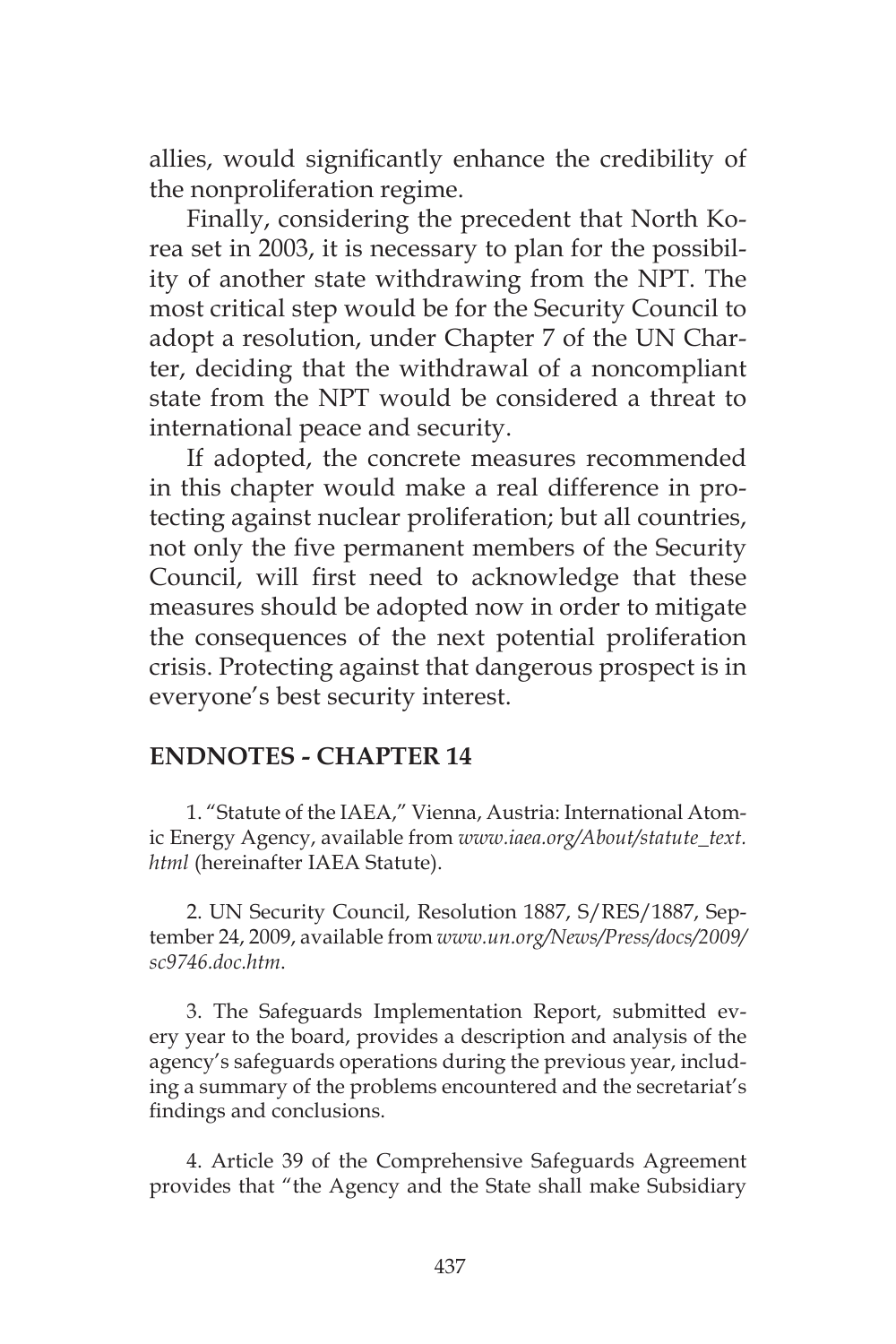allies, would significantly enhance the credibility of the nonproliferation regime.

Finally, considering the precedent that North Korea set in 2003, it is necessary to plan for the possibility of another state withdrawing from the NPT. The most critical step would be for the Security Council to adopt a resolution, under Chapter 7 of the UN Charter, deciding that the withdrawal of a noncompliant state from the NPT would be considered a threat to international peace and security.

If adopted, the concrete measures recommended in this chapter would make a real difference in protecting against nuclear proliferation; but all countries, not only the five permanent members of the Security Council, will first need to acknowledge that these measures should be adopted now in order to mitigate the consequences of the next potential proliferation crisis. Protecting against that dangerous prospect is in everyone's best security interest.

## ENDNOTES - CHAPTER 14

1. "Statute of the IAEA," Vienna, Austria: International Atomic Energy Agency, available from *www.iaea.org/About/statute_text.html* (hereinafter IAEA Statute).

2. UN Security Council, Resolution 1887, S/RES/1887, September 24, 2009, available from *www.un.org/News/Press/docs/2009/sc9746.doc.htm*.

3. The Safeguards Implementation Report, submitted every year to the board, provides a description and analysis of the agency's safeguards operations during the previous year, including a summary of the problems encountered and the secretariat's findings and conclusions.

4. Article 39 of the Comprehensive Safeguards Agreement provides that "the Agency and the State shall make Subsidiary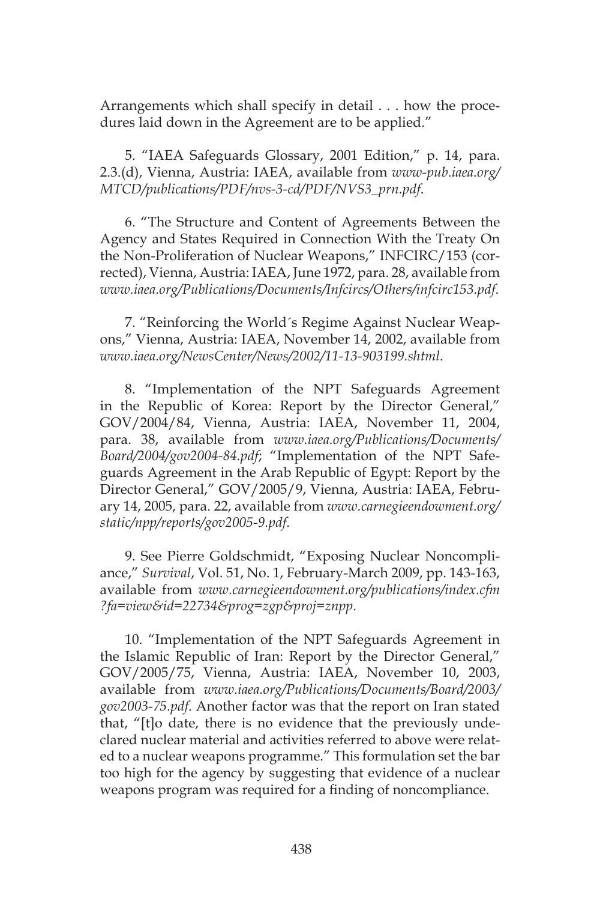Arrangements which shall specify in detail . . . how the procedures laid down in the Agreement are to be applied."

5. "IAEA Safeguards Glossary, 2001 Edition," p. 14, para. 2.3.(d), Vienna, Austria: IAEA, available from *www-pub.iaea.org/MTCD/publications/PDF/nvs-3-cd/PDF/NVS3_prn.pdf*.

6. "The Structure and Content of Agreements Between the Agency and States Required in Connection With the Treaty On the Non-Proliferation of Nuclear Weapons," INFCIRC/153 (corrected), Vienna, Austria: IAEA, June 1972, para. 28, available from *www.iaea.org/Publications/Documents/Infcircs/Others/infcirc153.pdf*.

7. "Reinforcing the World´s Regime Against Nuclear Weapons," Vienna, Austria: IAEA, November 14, 2002, available from *www.iaea.org/NewsCenter/News/2002/11-13-903199.shtml*.

8. "Implementation of the NPT Safeguards Agreement in the Republic of Korea: Report by the Director General," GOV/2004/84, Vienna, Austria: IAEA, November 11, 2004, para. 38, available from *www.iaea.org/Publications/Documents/Board/2004/gov2004-84.pdf*; "Implementation of the NPT Safeguards Agreement in the Arab Republic of Egypt: Report by the Director General," GOV/2005/9, Vienna, Austria: IAEA, February 14, 2005, para. 22, available from *www.carnegieendowment.org/static/npp/reports/gov2005-9.pdf*.

9. See Pierre Goldschmidt, "Exposing Nuclear Noncompliance," *Survival*, Vol. 51, No. 1, February-March 2009, pp. 143-163, available from *www.carnegieendowment.org/publications/index.cfm?fa=view&id=22734&prog=zgp&proj=znpp*.

10. "Implementation of the NPT Safeguards Agreement in the Islamic Republic of Iran: Report by the Director General," GOV/2005/75, Vienna, Austria: IAEA, November 10, 2003, available from *www.iaea.org/Publications/Documents/Board/2003/gov2003-75.pdf*. Another factor was that the report on Iran stated that, "[t]o date, there is no evidence that the previously undeclared nuclear material and activities referred to above were related to a nuclear weapons programme." This formulation set the bar too high for the agency by suggesting that evidence of a nuclear weapons program was required for a finding of noncompliance.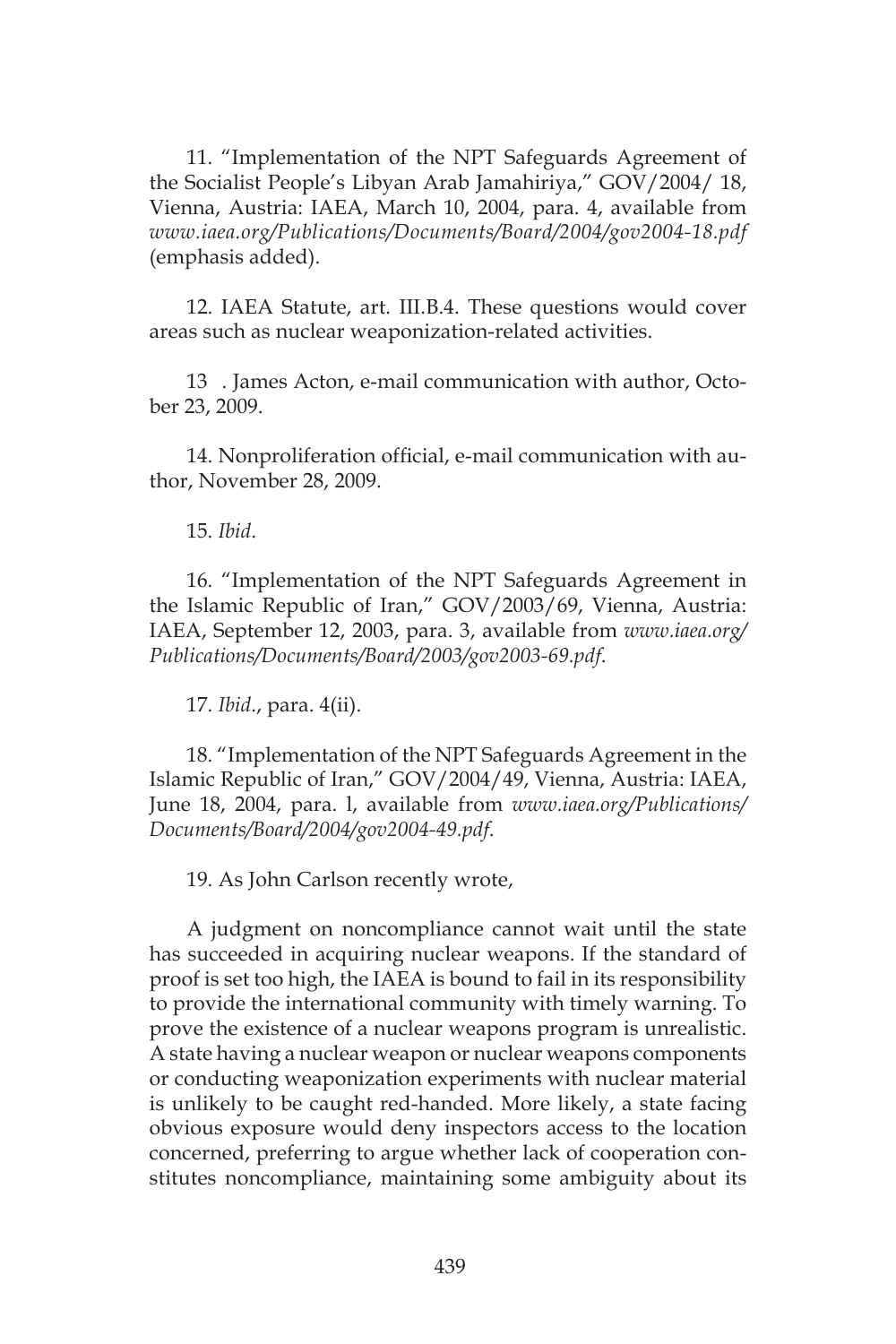11. “Implementation of the NPT Safeguards Agreement of the Socialist People’s Libyan Arab Jamahiriya,” GOV/2004/ 18, Vienna, Austria: IAEA, March 10, 2004, para. 4, available from *www.iaea.org/Publications/Documents/Board/2004/gov2004-18.pdf* (emphasis added).

12. IAEA Statute, art. III.B.4. These questions would cover areas such as nuclear weaponization-related activities.

13 . James Acton, e-mail communication with author, October 23, 2009.

14. Nonproliferation official, e-mail communication with author, November 28, 2009.

15. *Ibid*.

16. “Implementation of the NPT Safeguards Agreement in the Islamic Republic of Iran,” GOV/2003/69, Vienna, Austria: IAEA, September 12, 2003, para. 3, available from *www.iaea.org/Publications/Documents/Board/2003/gov2003-69.pdf*.

17. *Ibid*., para. 4(ii).

18. “Implementation of the NPT Safeguards Agreement in the Islamic Republic of Iran,” GOV/2004/49, Vienna, Austria: IAEA, June 18, 2004, para. l, available from *www.iaea.org/Publications/Documents/Board/2004/gov2004-49.pdf*.

19. As John Carlson recently wrote,

> A judgment on noncompliance cannot wait until the state has succeeded in acquiring nuclear weapons. If the standard of proof is set too high, the IAEA is bound to fail in its responsibility to provide the international community with timely warning. To prove the existence of a nuclear weapons program is unrealistic. A state having a nuclear weapon or nuclear weapons components or conducting weaponization experiments with nuclear material is unlikely to be caught red-handed. More likely, a state facing obvious exposure would deny inspectors access to the location concerned, preferring to argue whether lack of cooperation constitutes noncompliance, maintaining some ambiguity about its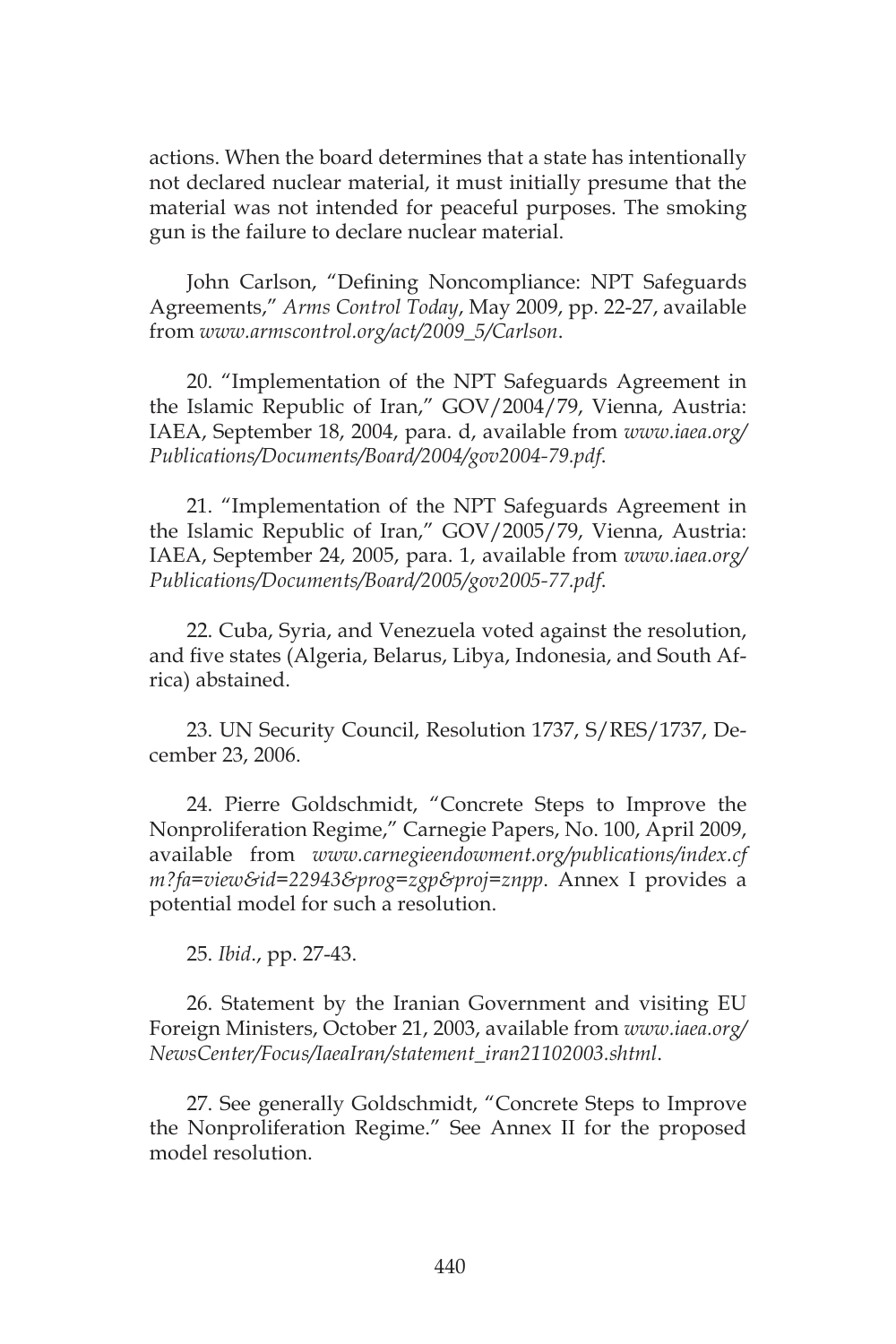actions. When the board determines that a state has intentionally not declared nuclear material, it must initially presume that the material was not intended for peaceful purposes. The smoking gun is the failure to declare nuclear material.

John Carlson, "Defining Noncompliance: NPT Safeguards Agreements," *Arms Control Today*, May 2009, pp. 22-27, available from *www.armscontrol.org/act/2009_5/Carlson*.

20. "Implementation of the NPT Safeguards Agreement in the Islamic Republic of Iran," GOV/2004/79, Vienna, Austria: IAEA, September 18, 2004, para. d, available from *www.iaea.org/Publications/Documents/Board/2004/gov2004-79.pdf*.

21. "Implementation of the NPT Safeguards Agreement in the Islamic Republic of Iran," GOV/2005/79, Vienna, Austria: IAEA, September 24, 2005, para. 1, available from *www.iaea.org/Publications/Documents/Board/2005/gov2005-77.pdf*.

22. Cuba, Syria, and Venezuela voted against the resolution, and five states (Algeria, Belarus, Libya, Indonesia, and South Africa) abstained.

23. UN Security Council, Resolution 1737, S/RES/1737, December 23, 2006.

24. Pierre Goldschmidt, "Concrete Steps to Improve the Nonproliferation Regime," Carnegie Papers, No. 100, April 2009, available from *www.carnegieendowment.org/publications/index.cfm?fa=view&id=22943&prog=zgp&proj=znpp*. Annex I provides a potential model for such a resolution.

25. *Ibid*., pp. 27-43.

26. Statement by the Iranian Government and visiting EU Foreign Ministers, October 21, 2003, available from *www.iaea.org/NewsCenter/Focus/IaeaIran/statement_iran21102003.shtml*.

27. See generally Goldschmidt, "Concrete Steps to Improve the Nonproliferation Regime." See Annex II for the proposed model resolution.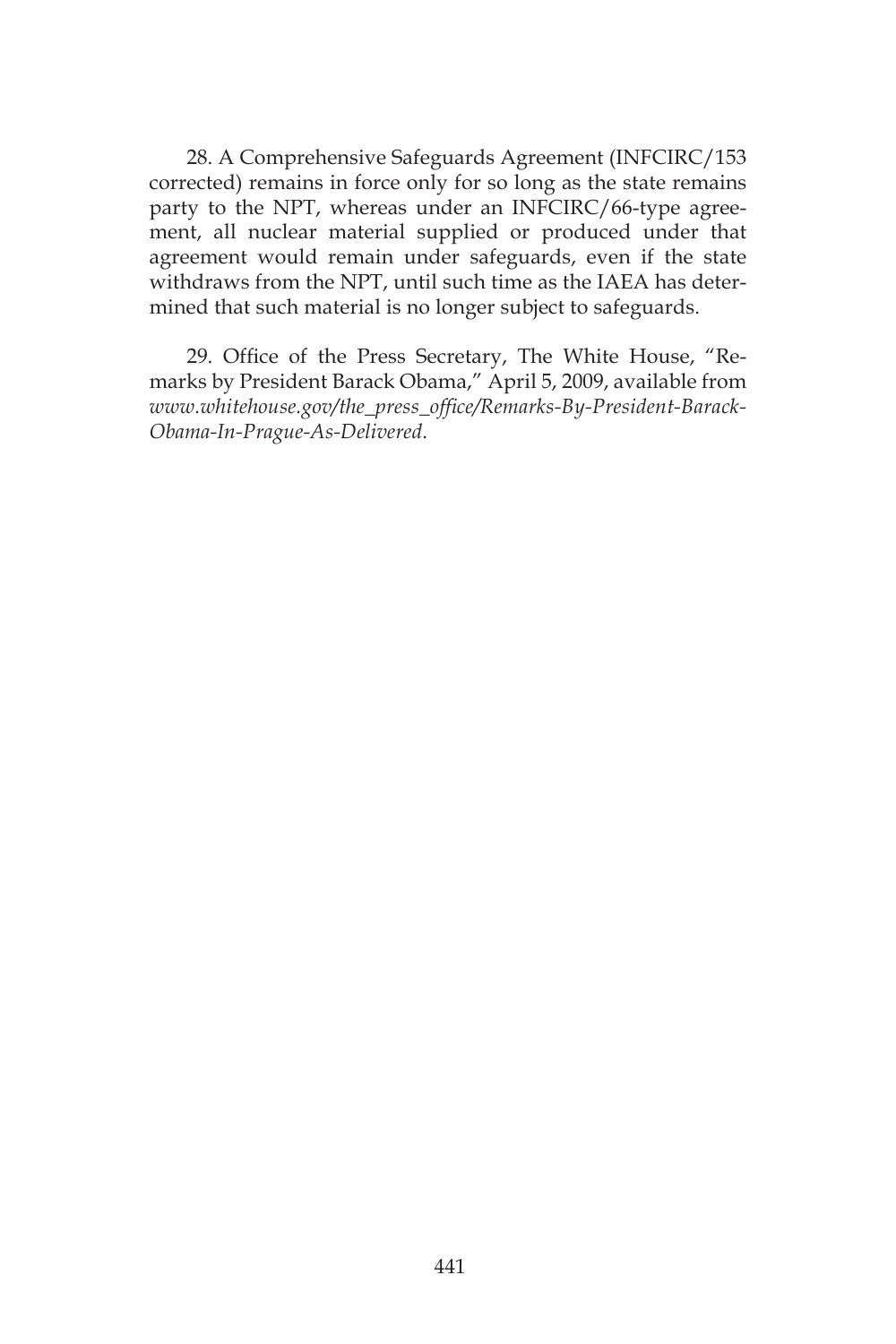28. A Comprehensive Safeguards Agreement (INFCIRC/153 corrected) remains in force only for so long as the state remains party to the NPT, whereas under an INFCIRC/66-type agreement, all nuclear material supplied or produced under that agreement would remain under safeguards, even if the state withdraws from the NPT, until such time as the IAEA has determined that such material is no longer subject to safeguards.

29. Office of the Press Secretary, The White House, "Remarks by President Barack Obama," April 5, 2009, available from *www.whitehouse.gov/the_press_office/Remarks-By-President-Barack-Obama-In-Prague-As-Delivered*.